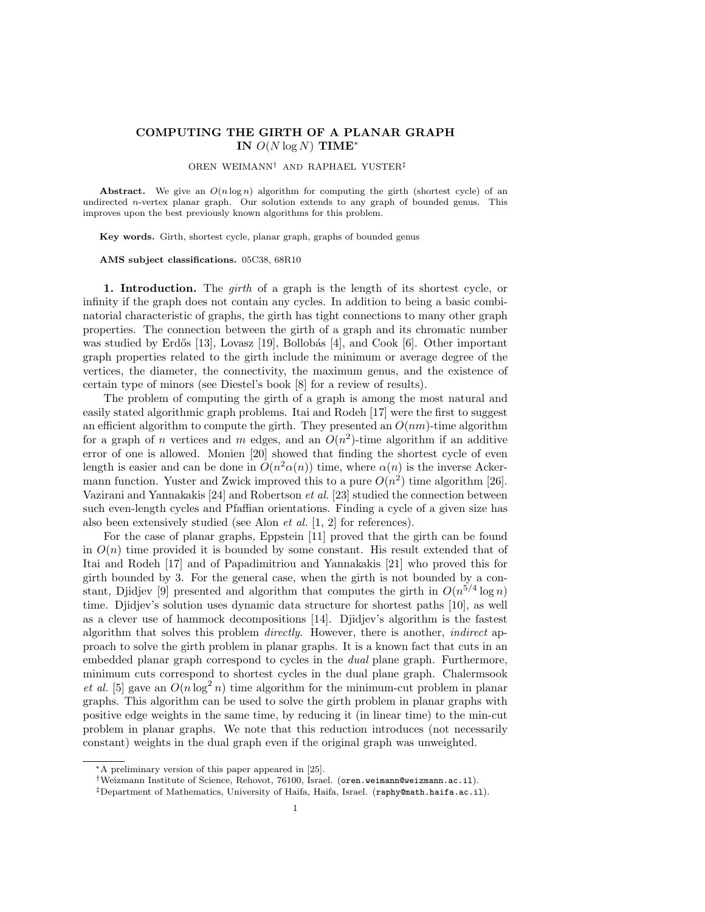# COMPUTING THE GIRTH OF A PLANAR GRAPH IN $O(N \log N)$ TIME*

OREN WEIMANN† AND RAPHAEL YUSTER‡

**Abstract.** We give an $O(n \log n)$ algorithm for computing the girth (shortest cycle) of an undirected $n$-vertex planar graph. Our solution extends to any graph of bounded genus. This improves upon the best previously known algorithms for this problem.

**Key words.** Girth, shortest cycle, planar graph, graphs of bounded genus

**AMS subject classifications.** 05C38, 68R10

## 1. Introduction.

The *girth* of a graph is the length of its shortest cycle, or infinity if the graph does not contain any cycles. In addition to being a basic combinatorial characteristic of graphs, the girth has tight connections to many other graph properties. The connection between the girth of a graph and its chromatic number was studied by Erdős [13], Lovasz [19], Bollobás [4], and Cook [6]. Other important graph properties related to the girth include the minimum or average degree of the vertices, the diameter, the connectivity, the maximum genus, and the existence of certain type of minors (see Diestel's book [8] for a review of results).

The problem of computing the girth of a graph is among the most natural and easily stated algorithmic graph problems. Itai and Rodeh [17] were the first to suggest an efficient algorithm to compute the girth. They presented an $O(nm)$-time algorithm for a graph of $n$ vertices and $m$ edges, and an $O(n^2)$-time algorithm if an additive error of one is allowed. Monien [20] showed that finding the shortest cycle of even length is easier and can be done in $O(n^2\alpha(n))$ time, where $\alpha(n)$ is the inverse Ackermann function. Yuster and Zwick improved this to a pure $O(n^2)$ time algorithm [26]. Vazirani and Yannakakis [24] and Robertson *et al.* [23] studied the connection between such even-length cycles and Pfaffian orientations. Finding a cycle of a given size has also been extensively studied (see Alon *et al.* [1, 2] for references).

For the case of planar graphs, Eppstein [11] proved that the girth can be found in $O(n)$ time provided it is bounded by some constant. His result extended that of Itai and Rodeh [17] and of Papadimitriou and Yannakakis [21] who proved this for girth bounded by 3. For the general case, when the girth is not bounded by a constant, Djidjev [9] presented and algorithm that computes the girth in $O(n^{5/4} \log n)$ time. Djidjev's solution uses dynamic data structure for shortest paths [10], as well as a clever use of hammock decompositions [14]. Djidjev's algorithm is the fastest algorithm that solves this problem *directly*. However, there is another, *indirect* approach to solve the girth problem in planar graphs. It is a known fact that cuts in an embedded planar graph correspond to cycles in the *dual* plane graph. Furthermore, minimum cuts correspond to shortest cycles in the dual plane graph. Chalermsook *et al.* [5] gave an $O(n \log^2 n)$ time algorithm for the minimum-cut problem in planar graphs. This algorithm can be used to solve the girth problem in planar graphs with positive edge weights in the same time, by reducing it (in linear time) to the min-cut problem in planar graphs. We note that this reduction introduces (not necessarily constant) weights in the dual graph even if the original graph was unweighted.

*A preliminary version of this paper appeared in [25].

†Weizmann Institute of Science, Rehovot, 76100, Israel. (oren.weimann@weizmann.ac.il).

‡Department of Mathematics, University of Haifa, Haifa, Israel. (raphy@math.haifa.ac.il).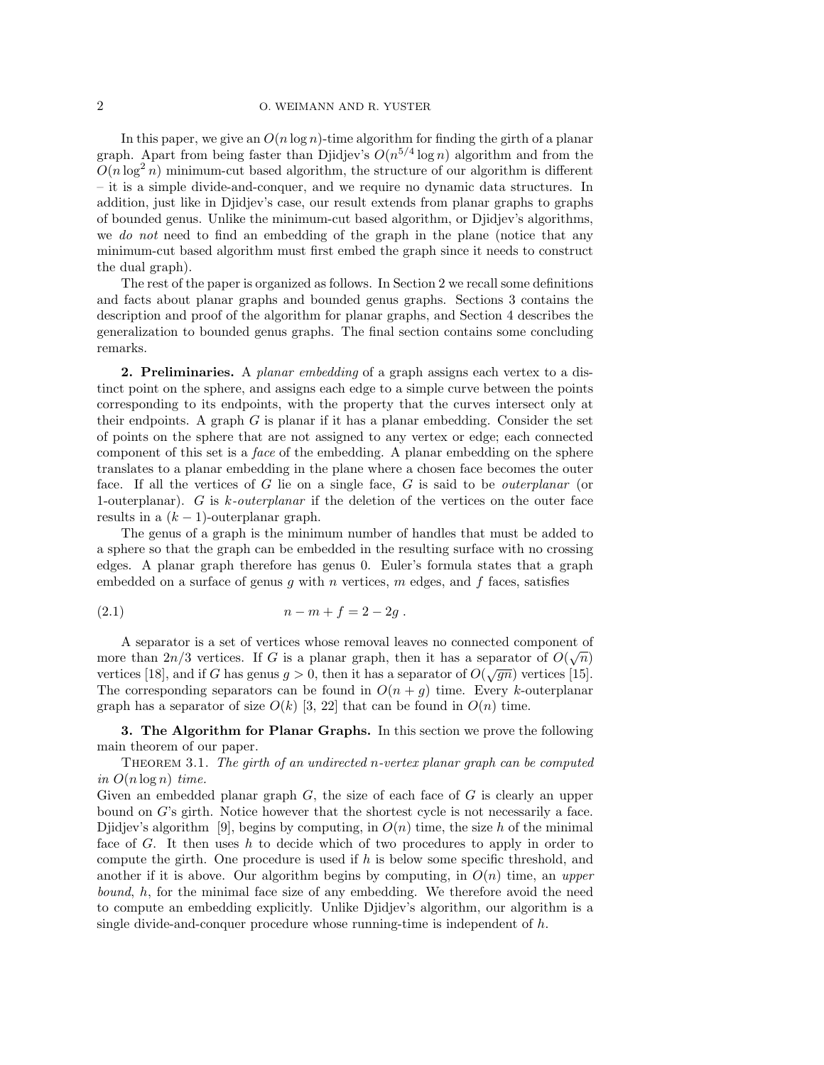In this paper, we give an $O(n \log n)$-time algorithm for finding the girth of a planar graph. Apart from being faster than Djidjev's $O(n^{5/4} \log n)$ algorithm and from the $O(n \log^2 n)$ minimum-cut based algorithm, the structure of our algorithm is different – it is a simple divide-and-conquer, and we require no dynamic data structures. In addition, just like in Djidjev's case, our result extends from planar graphs to graphs of bounded genus. Unlike the minimum-cut based algorithm, or Djidjev's algorithms, we *do not* need to find an embedding of the graph in the plane (notice that any minimum-cut based algorithm must first embed the graph since it needs to construct the dual graph).

The rest of the paper is organized as follows. In Section 2 we recall some definitions and facts about planar graphs and bounded genus graphs. Sections 3 contains the description and proof of the algorithm for planar graphs, and Section 4 describes the generalization to bounded genus graphs. The final section contains some concluding remarks.

## 2. Preliminaries.

A *planar embedding* of a graph assigns each vertex to a distinct point on the sphere, and assigns each edge to a simple curve between the points corresponding to its endpoints, with the property that the curves intersect only at their endpoints. A graph $G$ is planar if it has a planar embedding. Consider the set of points on the sphere that are not assigned to any vertex or edge; each connected component of this set is a *face* of the embedding. A planar embedding on the sphere translates to a planar embedding in the plane where a chosen face becomes the outer face. If all the vertices of $G$ lie on a single face, $G$ is said to be *outerplanar* (or 1-outerplanar). $G$ is *k-outerplanar* if the deletion of the vertices on the outer face results in a $(k-1)$-outerplanar graph.

The genus of a graph is the minimum number of handles that must be added to a sphere so that the graph can be embedded in the resulting surface with no crossing edges. A planar graph therefore has genus 0. Euler's formula states that a graph embedded on a surface of genus $g$ with $n$ vertices, $m$ edges, and $f$ faces, satisfies

$$n - m + f = 2 - 2g \; . \tag{2.1}$$

A separator is a set of vertices whose removal leaves no connected component of more than $2n/3$ vertices. If $G$ is a planar graph, then it has a separator of $O(\sqrt{n})$ vertices [18], and if $G$ has genus $g > 0$, then it has a separator of $O(\sqrt{gn})$ vertices [15]. The corresponding separators can be found in $O(n + g)$ time. Every $k$-outerplanar graph has a separator of size $O(k)$ [3, 22] that can be found in $O(n)$ time.

## 3. The Algorithm for Planar Graphs.

In this section we prove the following main theorem of our paper.

Theorem 3.1. *The girth of an undirected $n$-vertex planar graph can be computed in $O(n \log n)$ time.*

Given an embedded planar graph $G$, the size of each face of $G$ is clearly an upper bound on $G$'s girth. Notice however that the shortest cycle is not necessarily a face. Djidjev's algorithm [9], begins by computing, in $O(n)$ time, the size $h$ of the minimal face of $G$. It then uses $h$ to decide which of two procedures to apply in order to compute the girth. One procedure is used if $h$ is below some specific threshold, and another if it is above. Our algorithm begins by computing, in $O(n)$ time, an *upper bound*, $h$, for the minimal face size of any embedding. We therefore avoid the need to compute an embedding explicitly. Unlike Djidjev's algorithm, our algorithm is a single divide-and-conquer procedure whose running-time is independent of $h$.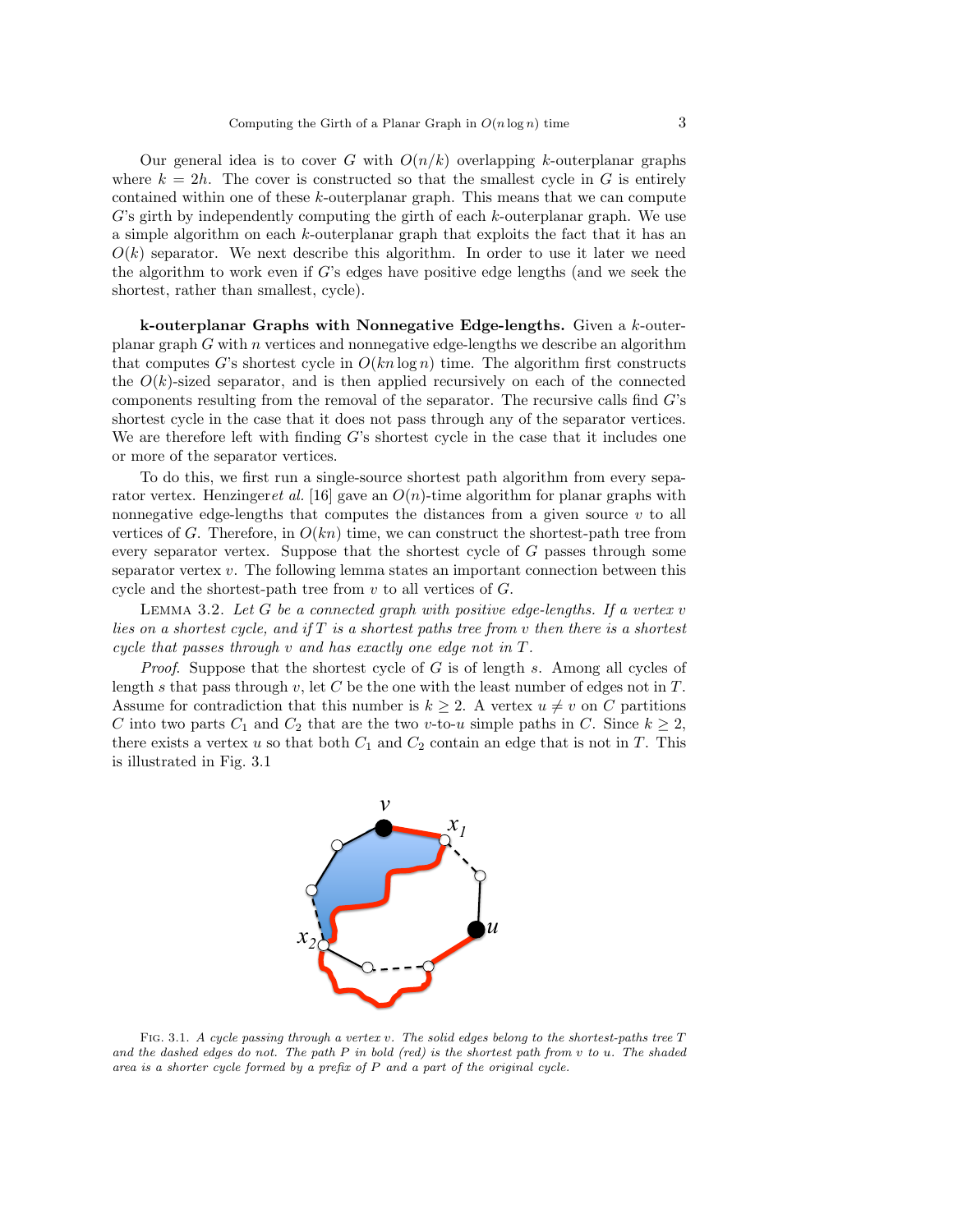Our general idea is to cover $G$ with $O(n/k)$ overlapping $k$-outerplanar graphs where $k = 2h$. The cover is constructed so that the smallest cycle in $G$ is entirely contained within one of these $k$-outerplanar graph. This means that we can compute $G$'s girth by independently computing the girth of each $k$-outerplanar graph. We use a simple algorithm on each $k$-outerplanar graph that exploits the fact that it has an $O(k)$ separator. We next describe this algorithm. In order to use it later we need the algorithm to work even if $G$'s edges have positive edge lengths (and we seek the shortest, rather than smallest, cycle).

**k-outerplanar Graphs with Nonnegative Edge-lengths.** Given a $k$-outerplanar graph $G$ with $n$ vertices and nonnegative edge-lengths we describe an algorithm that computes $G$'s shortest cycle in $O(kn \log n)$ time. The algorithm first constructs the $O(k)$-sized separator, and is then applied recursively on each of the connected components resulting from the removal of the separator. The recursive calls find $G$'s shortest cycle in the case that it does not pass through any of the separator vertices. We are therefore left with finding $G$'s shortest cycle in the case that it includes one or more of the separator vertices.

To do this, we first run a single-source shortest path algorithm from every separator vertex. Henzinger*et al.* [16] gave an $O(n)$-time algorithm for planar graphs with nonnegative edge-lengths that computes the distances from a given source $v$ to all vertices of $G$. Therefore, in $O(kn)$ time, we can construct the shortest-path tree from every separator vertex. Suppose that the shortest cycle of $G$ passes through some separator vertex $v$. The following lemma states an important connection between this cycle and the shortest-path tree from $v$ to all vertices of $G$.

LEMMA 3.2. *Let $G$ be a connected graph with positive edge-lengths. If a vertex $v$ lies on a shortest cycle, and if $T$ is a shortest paths tree from $v$ then there is a shortest cycle that passes through $v$ and has exactly one edge not in $T$.*

*Proof.* Suppose that the shortest cycle of $G$ is of length $s$. Among all cycles of length $s$ that pass through $v$, let $C$ be the one with the least number of edges not in $T$. Assume for contradiction that this number is $k \geq 2$. A vertex $u \neq v$ on $C$ partitions $C$ into two parts $C_1$ and $C_2$ that are the two $v$-to-$u$ simple paths in $C$. Since $k \geq 2$, there exists a vertex $u$ so that both $C_1$ and $C_2$ contain an edge that is not in $T$. This is illustrated in Fig. 3.1

FIG. 3.1. *A cycle passing through a vertex $v$. The solid edges belong to the shortest-paths tree $T$ and the dashed edges do not. The path $P$ in bold (red) is the shortest path from $v$ to $u$. The shaded area is a shorter cycle formed by a prefix of $P$ and a part of the original cycle.*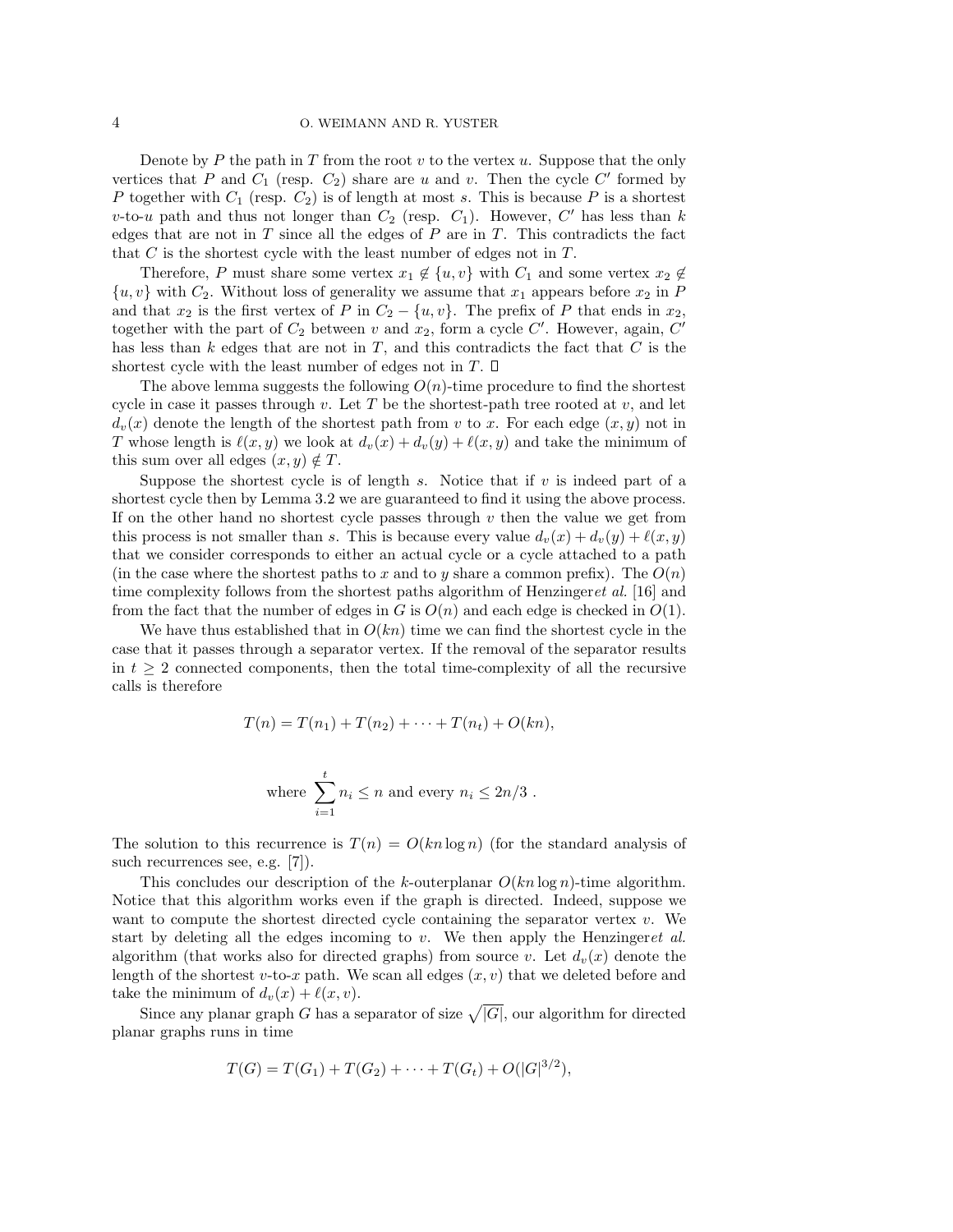Denote by $P$ the path in $T$ from the root $v$ to the vertex $u$. Suppose that the only vertices that $P$ and $C_1$ (resp. $C_2$) share are $u$ and $v$. Then the cycle $C'$ formed by $P$ together with $C_1$ (resp. $C_2$) is of length at most $s$. This is because $P$ is a shortest $v$-to-$u$ path and thus not longer than $C_2$ (resp. $C_1$). However, $C'$ has less than $k$ edges that are not in $T$ since all the edges of $P$ are in $T$. This contradicts the fact that $C$ is the shortest cycle with the least number of edges not in $T$.

Therefore, $P$ must share some vertex $x_1 \notin \{u, v\}$ with $C_1$ and some vertex $x_2 \notin \{u, v\}$ with $C_2$. Without loss of generality we assume that $x_1$ appears before $x_2$ in $P$ and that $x_2$ is the first vertex of $P$ in $C_2 - \{u, v\}$. The prefix of $P$ that ends in $x_2$, together with the part of $C_2$ between $v$ and $x_2$, form a cycle $C'$. However, again, $C'$ has less than $k$ edges that are not in $T$, and this contradicts the fact that $C$ is the shortest cycle with the least number of edges not in $T$. □

The above lemma suggests the following $O(n)$-time procedure to find the shortest cycle in case it passes through $v$. Let $T$ be the shortest-path tree rooted at $v$, and let $d_v(x)$ denote the length of the shortest path from $v$ to $x$. For each edge $(x, y)$ not in $T$ whose length is $\ell(x, y)$ we look at $d_v(x) + d_v(y) + \ell(x, y)$ and take the minimum of this sum over all edges $(x, y) \notin T$.

Suppose the shortest cycle is of length $s$. Notice that if $v$ is indeed part of a shortest cycle then by Lemma 3.2 we are guaranteed to find it using the above process. If on the other hand no shortest cycle passes through $v$ then the value we get from this process is not smaller than $s$. This is because every value $d_v(x) + d_v(y) + \ell(x, y)$ that we consider corresponds to either an actual cycle or a cycle attached to a path (in the case where the shortest paths to $x$ and to $y$ share a common prefix). The $O(n)$ time complexity follows from the shortest paths algorithm of Henzinger*et al.* [16] and from the fact that the number of edges in $G$ is $O(n)$ and each edge is checked in $O(1)$.

We have thus established that in $O(kn)$ time we can find the shortest cycle in the case that it passes through a separator vertex. If the removal of the separator results in $t \geq 2$ connected components, then the total time-complexity of all the recursive calls is therefore

$$T(n) = T(n_1) + T(n_2) + \cdots + T(n_t) + O(kn),$$

$$\text{where } \sum_{i=1}^{t} n_i \leq n \text{ and every } n_i \leq 2n/3 \; .$$

The solution to this recurrence is $T(n) = O(kn \log n)$ (for the standard analysis of such recurrences see, e.g. [7]).

This concludes our description of the $k$-outerplanar $O(kn \log n)$-time algorithm. Notice that this algorithm works even if the graph is directed. Indeed, suppose we want to compute the shortest directed cycle containing the separator vertex $v$. We start by deleting all the edges incoming to $v$. We then apply the Henzinger*et al.* algorithm (that works also for directed graphs) from source $v$. Let $d_v(x)$ denote the length of the shortest $v$-to-$x$ path. We scan all edges $(x, v)$ that we deleted before and take the minimum of $d_v(x) + \ell(x, v)$.

Since any planar graph $G$ has a separator of size $\sqrt{|G|}$, our algorithm for directed planar graphs runs in time

$$T(G) = T(G_1) + T(G_2) + \cdots + T(G_t) + O(|G|^{3/2}),$$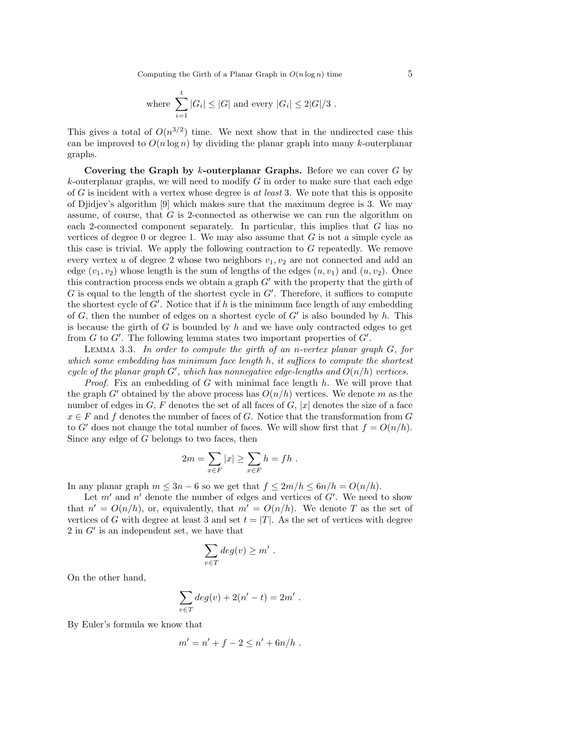$$\text{where } \sum_{i=1}^{t} |G_i| \leq |G| \text{ and every } |G_i| \leq 2|G|/3 \ .$$

This gives a total of $O(n^{3/2})$ time. We next show that in the undirected case this can be improved to $O(n \log n)$ by dividing the planar graph into many $k$-outerplanar graphs.

**Covering the Graph by $k$-outerplanar Graphs.** Before we can cover $G$ by $k$-outerplanar graphs, we will need to modify $G$ in order to make sure that each edge of $G$ is incident with a vertex whose degree is *at least* 3. We note that this is opposite of Djidjev's algorithm [9] which makes sure that the maximum degree is 3. We may assume, of course, that $G$ is 2-connected as otherwise we can run the algorithm on each 2-connected component separately. In particular, this implies that $G$ has no vertices of degree 0 or degree 1. We may also assume that $G$ is not a simple cycle as this case is trivial. We apply the following contraction to $G$ repeatedly. We remove every vertex $u$ of degree 2 whose two neighbors $v_1, v_2$ are not connected and add an edge $(v_1, v_2)$ whose length is the sum of lengths of the edges $(u, v_1)$ and $(u, v_2)$. Once this contraction process ends we obtain a graph $G'$ with the property that the girth of $G$ is equal to the length of the shortest cycle in $G'$. Therefore, it suffices to compute the shortest cycle of $G'$. Notice that if $h$ is the minimum face length of any embedding of $G$, then the number of edges on a shortest cycle of $G'$ is also bounded by $h$. This is because the girth of $G$ is bounded by $h$ and we have only contracted edges to get from $G$ to $G'$. The following lemma states two important properties of $G'$.

LEMMA 3.3. *In order to compute the girth of an $n$-vertex planar graph $G$, for which some embedding has minimum face length $h$, it suffices to compute the shortest cycle of the planar graph $G'$, which has nonnegative edge-lengths and $O(n/h)$ vertices.*

*Proof.* Fix an embedding of $G$ with minimal face length $h$. We will prove that the graph $G'$ obtained by the above process has $O(n/h)$ vertices. We denote $m$ as the number of edges in $G$, $F$ denotes the set of all faces of $G$, $|x|$ denotes the size of a face $x \in F$ and $f$ denotes the number of faces of $G$. Notice that the transformation from $G$ to $G'$ does not change the total number of faces. We will show first that $f = O(n/h)$. Since any edge of $G$ belongs to two faces, then

$$2m = \sum_{x \in F} |x| \geq \sum_{x \in F} h = fh \ .$$

In any planar graph $m \leq 3n - 6$ so we get that $f \leq 2m/h \leq 6n/h = O(n/h)$.

Let $m'$ and $n'$ denote the number of edges and vertices of $G'$. We need to show that $n' = O(n/h)$, or, equivalently, that $m' = O(n/h)$. We denote $T$ as the set of vertices of $G$ with degree at least 3 and set $t = |T|$. As the set of vertices with degree 2 in $G'$ is an independent set, we have that

$$\sum_{v \in T} deg(v) \geq m' \ .$$

On the other hand,

$$\sum_{v \in T} deg(v) + 2(n' - t) = 2m' \ .$$

By Euler's formula we know that

$$m' = n' + f - 2 \leq n' + 6n/h \ .$$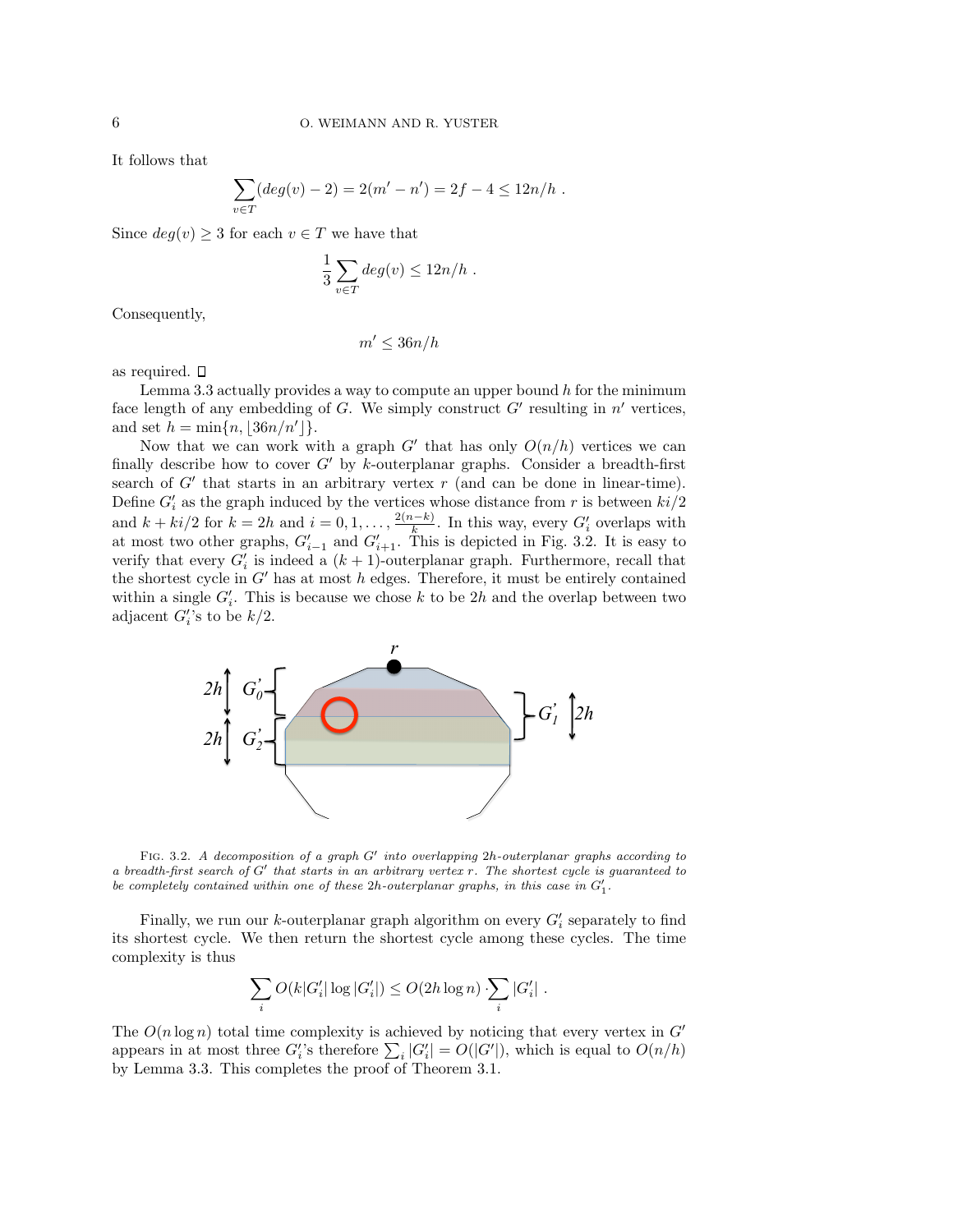It follows that

$$\sum_{v \in T} (deg(v) - 2) = 2(m' - n') = 2f - 4 \leq 12n/h \ .$$

Since $deg(v) \geq 3$ for each $v \in T$ we have that

$$\frac{1}{3} \sum_{v \in T} deg(v) \leq 12n/h \ .$$

Consequently,

$$m' \leq 36n/h$$

as required. □

Lemma 3.3 actually provides a way to compute an upper bound $h$ for the minimum face length of any embedding of $G$. We simply construct $G'$ resulting in $n'$ vertices, and set $h = \min\{n, \lfloor 36n/n' \rfloor\}$.

Now that we can work with a graph $G'$ that has only $O(n/h)$ vertices we can finally describe how to cover $G'$ by $k$-outerplanar graphs. Consider a breadth-first search of $G'$ that starts in an arbitrary vertex $r$ (and can be done in linear-time). Define $G'_i$ as the graph induced by the vertices whose distance from $r$ is between $ki/2$ and $k + ki/2$ for $k = 2h$ and $i = 0, 1, \ldots, \frac{2(n-k)}{k}$. In this way, every $G'_i$ overlaps with at most two other graphs, $G'_{i-1}$ and $G'_{i+1}$. This is depicted in Fig. 3.2. It is easy to verify that every $G'_i$ is indeed a $(k+1)$-outerplanar graph. Furthermore, recall that the shortest cycle in $G'$ has at most $h$ edges. Therefore, it must be entirely contained within a single $G'_i$. This is because we chose $k$ to be $2h$ and the overlap between two adjacent $G'_i$'s to be $k/2$.

FIG. 3.2. *A decomposition of a graph $G'$ into overlapping $2h$-outerplanar graphs according to a breadth-first search of $G'$ that starts in an arbitrary vertex $r$. The shortest cycle is guaranteed to be completely contained within one of these $2h$-outerplanar graphs, in this case in $G'_1$.*

Finally, we run our $k$-outerplanar graph algorithm on every $G'_i$ separately to find its shortest cycle. We then return the shortest cycle among these cycles. The time complexity is thus

$$\sum_i O(k|G'_i| \log |G'_i|) \leq O(2h \log n) \cdot \sum_i |G'_i| \ .$$

The $O(n \log n)$ total time complexity is achieved by noticing that every vertex in $G'$ appears in at most three $G'_i$'s therefore $\sum_i |G'_i| = O(|G'|)$, which is equal to $O(n/h)$ by Lemma 3.3. This completes the proof of Theorem 3.1.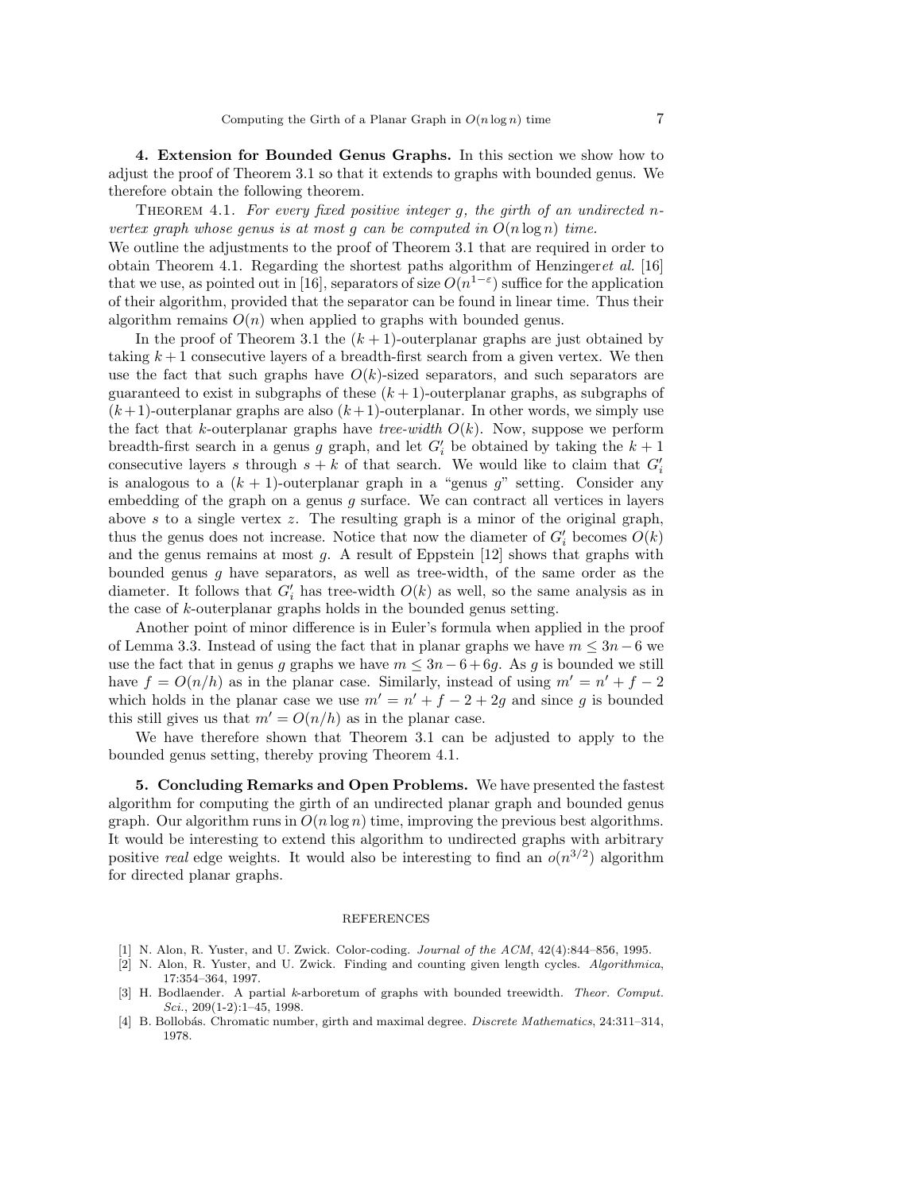**4. Extension for Bounded Genus Graphs.** In this section we show how to adjust the proof of Theorem 3.1 so that it extends to graphs with bounded genus. We therefore obtain the following theorem.

Theorem 4.1. *For every fixed positive integer $g$, the girth of an undirected $n$-vertex graph whose genus is at most $g$ can be computed in $O(n \log n)$ time.*

We outline the adjustments to the proof of Theorem 3.1 that are required in order to obtain Theorem 4.1. Regarding the shortest paths algorithm of Henzinger*et al.* [16] that we use, as pointed out in [16], separators of size $O(n^{1-\varepsilon})$ suffice for the application of their algorithm, provided that the separator can be found in linear time. Thus their algorithm remains $O(n)$ when applied to graphs with bounded genus.

In the proof of Theorem 3.1 the $(k+1)$-outerplanar graphs are just obtained by taking $k+1$ consecutive layers of a breadth-first search from a given vertex. We then use the fact that such graphs have $O(k)$-sized separators, and such separators are guaranteed to exist in subgraphs of these $(k+1)$-outerplanar graphs, as subgraphs of $(k+1)$-outerplanar graphs are also $(k+1)$-outerplanar. In other words, we simply use the fact that $k$-outerplanar graphs have *tree-width* $O(k)$. Now, suppose we perform breadth-first search in a genus $g$ graph, and let $G'_i$ be obtained by taking the $k+1$ consecutive layers $s$ through $s+k$ of that search. We would like to claim that $G'_i$ is analogous to a $(k+1)$-outerplanar graph in a "genus $g$" setting. Consider any embedding of the graph on a genus $g$ surface. We can contract all vertices in layers above $s$ to a single vertex $z$. The resulting graph is a minor of the original graph, thus the genus does not increase. Notice that now the diameter of $G'_i$ becomes $O(k)$ and the genus remains at most $g$. A result of Eppstein [12] shows that graphs with bounded genus $g$ have separators, as well as tree-width, of the same order as the diameter. It follows that $G'_i$ has tree-width $O(k)$ as well, so the same analysis as in the case of $k$-outerplanar graphs holds in the bounded genus setting.

Another point of minor difference is in Euler's formula when applied in the proof of Lemma 3.3. Instead of using the fact that in planar graphs we have $m \leq 3n-6$ we use the fact that in genus $g$ graphs we have $m \leq 3n-6+6g$. As $g$ is bounded we still have $f = O(n/h)$ as in the planar case. Similarly, instead of using $m' = n' + f - 2$ which holds in the planar case we use $m' = n' + f - 2 + 2g$ and since $g$ is bounded this still gives us that $m' = O(n/h)$ as in the planar case.

We have therefore shown that Theorem 3.1 can be adjusted to apply to the bounded genus setting, thereby proving Theorem 4.1.

**5. Concluding Remarks and Open Problems.** We have presented the fastest algorithm for computing the girth of an undirected planar graph and bounded genus graph. Our algorithm runs in $O(n \log n)$ time, improving the previous best algorithms. It would be interesting to extend this algorithm to undirected graphs with arbitrary positive *real* edge weights. It would also be interesting to find an $o(n^{3/2})$ algorithm for directed planar graphs.

## REFERENCES

[1] N. Alon, R. Yuster, and U. Zwick. Color-coding. *Journal of the ACM*, 42(4):844–856, 1995.

[2] N. Alon, R. Yuster, and U. Zwick. Finding and counting given length cycles. *Algorithmica*, 17:354–364, 1997.

[3] H. Bodlaender. A partial $k$-arboretum of graphs with bounded treewidth. *Theor. Comput. Sci.*, 209(1-2):1–45, 1998.

[4] B. Bollobás. Chromatic number, girth and maximal degree. *Discrete Mathematics*, 24:311–314, 1978.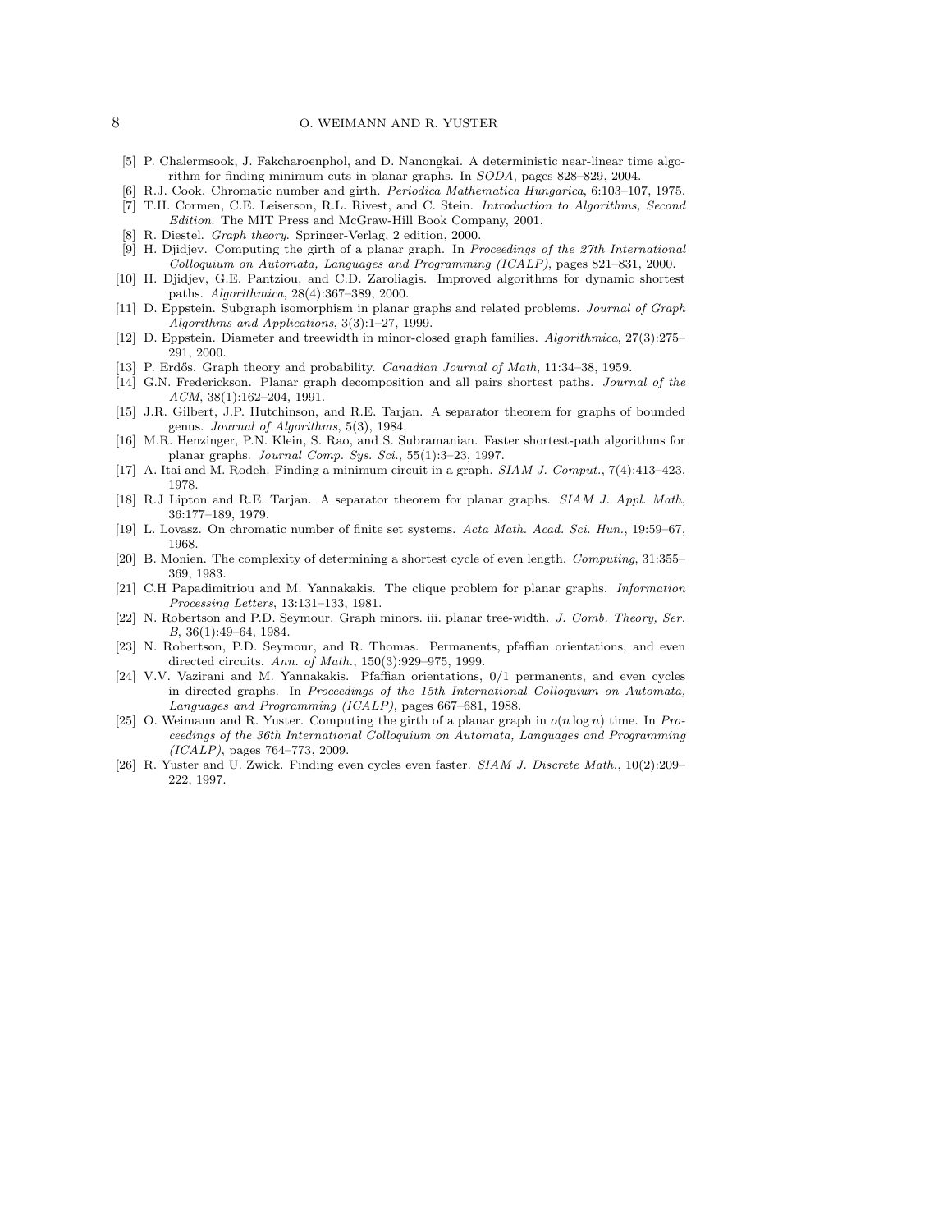[5] P. Chalermsook, J. Fakcharoenphol, and D. Nanongkai. A deterministic near-linear time algorithm for finding minimum cuts in planar graphs. In *SODA*, pages 828–829, 2004.

[6] R.J. Cook. Chromatic number and girth. *Periodica Mathematica Hungarica*, 6:103–107, 1975.

[7] T.H. Cormen, C.E. Leiserson, R.L. Rivest, and C. Stein. *Introduction to Algorithms, Second Edition*. The MIT Press and McGraw-Hill Book Company, 2001.

[8] R. Diestel. *Graph theory*. Springer-Verlag, 2 edition, 2000.

[9] H. Djidjev. Computing the girth of a planar graph. In *Proceedings of the 27th International Colloquium on Automata, Languages and Programming (ICALP)*, pages 821–831, 2000.

[10] H. Djidjev, G.E. Pantziou, and C.D. Zaroliagis. Improved algorithms for dynamic shortest paths. *Algorithmica*, 28(4):367–389, 2000.

[11] D. Eppstein. Subgraph isomorphism in planar graphs and related problems. *Journal of Graph Algorithms and Applications*, 3(3):1–27, 1999.

[12] D. Eppstein. Diameter and treewidth in minor-closed graph families. *Algorithmica*, 27(3):275–291, 2000.

[13] P. Erdős. Graph theory and probability. *Canadian Journal of Math*, 11:34–38, 1959.

[14] G.N. Frederickson. Planar graph decomposition and all pairs shortest paths. *Journal of the ACM*, 38(1):162–204, 1991.

[15] J.R. Gilbert, J.P. Hutchinson, and R.E. Tarjan. A separator theorem for graphs of bounded genus. *Journal of Algorithms*, 5(3), 1984.

[16] M.R. Henzinger, P.N. Klein, S. Rao, and S. Subramanian. Faster shortest-path algorithms for planar graphs. *Journal Comp. Sys. Sci.*, 55(1):3–23, 1997.

[17] A. Itai and M. Rodeh. Finding a minimum circuit in a graph. *SIAM J. Comput.*, 7(4):413–423, 1978.

[18] R.J Lipton and R.E. Tarjan. A separator theorem for planar graphs. *SIAM J. Appl. Math*, 36:177–189, 1979.

[19] L. Lovasz. On chromatic number of finite set systems. *Acta Math. Acad. Sci. Hun.*, 19:59–67, 1968.

[20] B. Monien. The complexity of determining a shortest cycle of even length. *Computing*, 31:355–369, 1983.

[21] C.H Papadimitriou and M. Yannakakis. The clique problem for planar graphs. *Information Processing Letters*, 13:131–133, 1981.

[22] N. Robertson and P.D. Seymour. Graph minors. iii. planar tree-width. *J. Comb. Theory, Ser. B*, 36(1):49–64, 1984.

[23] N. Robertson, P.D. Seymour, and R. Thomas. Permanents, pfaffian orientations, and even directed circuits. *Ann. of Math.*, 150(3):929–975, 1999.

[24] V.V. Vazirani and M. Yannakakis. Pfaffian orientations, 0/1 permanents, and even cycles in directed graphs. In *Proceedings of the 15th International Colloquium on Automata, Languages and Programming (ICALP)*, pages 667–681, 1988.

[25] O. Weimann and R. Yuster. Computing the girth of a planar graph in $o(n \log n)$ time. In *Proceedings of the 36th International Colloquium on Automata, Languages and Programming (ICALP)*, pages 764–773, 2009.

[26] R. Yuster and U. Zwick. Finding even cycles even faster. *SIAM J. Discrete Math.*, 10(2):209–222, 1997.